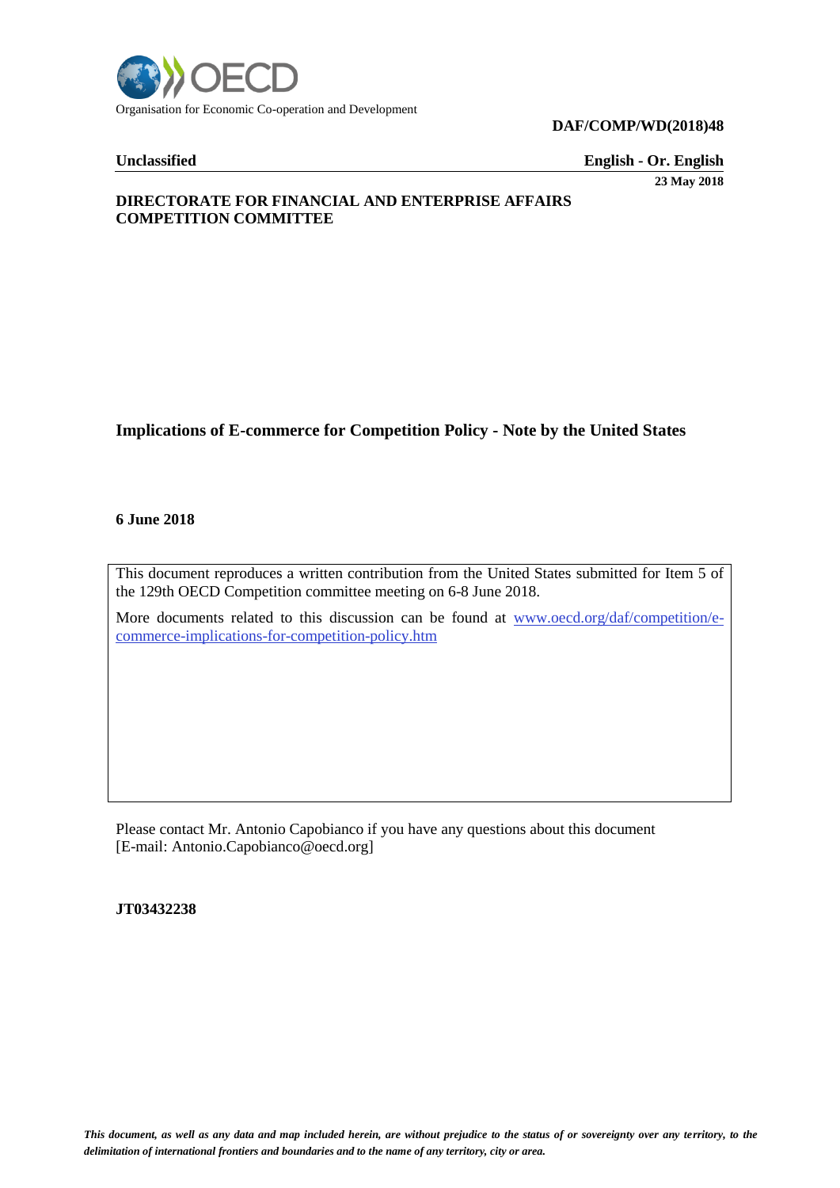Organisation for Economic Co-operation and Development

**DAF/COMP/WD(2018)48**

**Unclassified** **English - Or. English**

**23 May 2018**

**DIRECTORATE FOR FINANCIAL AND ENTERPRISE AFFAIRS**
**COMPETITION COMMITTEE**

# Implications of E-commerce for Competition Policy - Note by the United States

**6 June 2018**

This document reproduces a written contribution from the United States submitted for Item 5 of the 129th OECD Competition committee meeting on 6-8 June 2018.

More documents related to this discussion can be found at [www.oecd.org/daf/competition/e-commerce-implications-for-competition-policy.htm](www.oecd.org/daf/competition/e-commerce-implications-for-competition-policy.htm)

Please contact Mr. Antonio Capobianco if you have any questions about this document [E-mail: Antonio.Capobianco@oecd.org]

**JT03432238**

*This document, as well as any data and map included herein, are without prejudice to the status of or sovereignty over any territory, to the delimitation of international frontiers and boundaries and to the name of any territory, city or area.*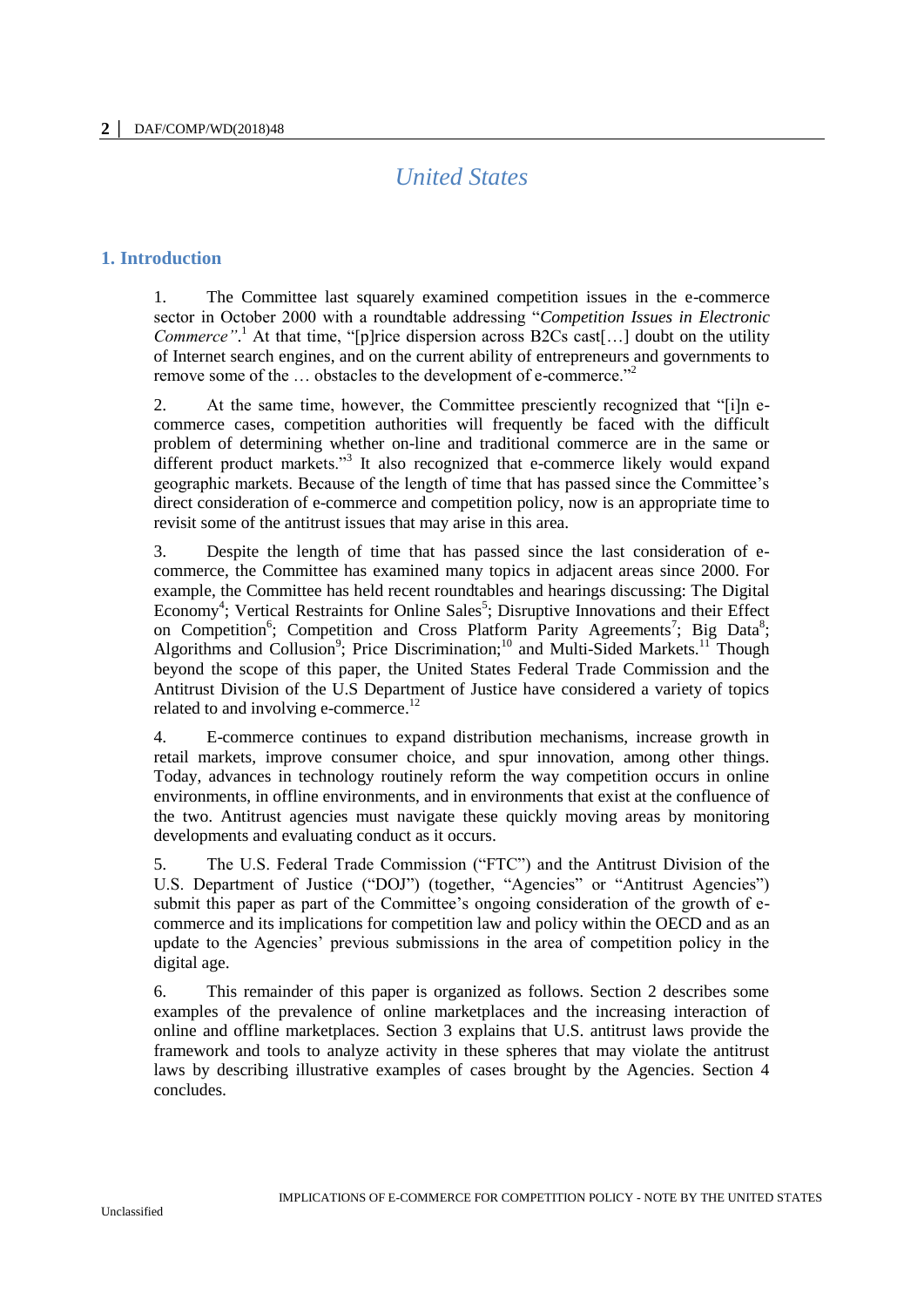# United States

## 1. Introduction

1. The Committee last squarely examined competition issues in the e-commerce sector in October 2000 with a roundtable addressing "*Competition Issues in Electronic Commerce"*.[1] At that time, "[p]rice dispersion across B2Cs cast[…] doubt on the utility of Internet search engines, and on the current ability of entrepreneurs and governments to remove some of the … obstacles to the development of e-commerce."[2]

2. At the same time, however, the Committee presciently recognized that "[i]n e-commerce cases, competition authorities will frequently be faced with the difficult problem of determining whether on-line and traditional commerce are in the same or different product markets."[3] It also recognized that e-commerce likely would expand geographic markets. Because of the length of time that has passed since the Committee's direct consideration of e-commerce and competition policy, now is an appropriate time to revisit some of the antitrust issues that may arise in this area.

3. Despite the length of time that has passed since the last consideration of e-commerce, the Committee has examined many topics in adjacent areas since 2000. For example, the Committee has held recent roundtables and hearings discussing: The Digital Economy[4]; Vertical Restraints for Online Sales[5]; Disruptive Innovations and their Effect on Competition[6]; Competition and Cross Platform Parity Agreements[7]; Big Data[8]; Algorithms and Collusion[9]; Price Discrimination;[10] and Multi-Sided Markets.[11] Though beyond the scope of this paper, the United States Federal Trade Commission and the Antitrust Division of the U.S Department of Justice have considered a variety of topics related to and involving e-commerce.[12]

4. E-commerce continues to expand distribution mechanisms, increase growth in retail markets, improve consumer choice, and spur innovation, among other things. Today, advances in technology routinely reform the way competition occurs in online environments, in offline environments, and in environments that exist at the confluence of the two. Antitrust agencies must navigate these quickly moving areas by monitoring developments and evaluating conduct as it occurs.

5. The U.S. Federal Trade Commission ("FTC") and the Antitrust Division of the U.S. Department of Justice ("DOJ") (together, "Agencies" or "Antitrust Agencies") submit this paper as part of the Committee's ongoing consideration of the growth of e-commerce and its implications for competition law and policy within the OECD and as an update to the Agencies' previous submissions in the area of competition policy in the digital age.

6. This remainder of this paper is organized as follows. Section 2 describes some examples of the prevalence of online marketplaces and the increasing interaction of online and offline marketplaces. Section 3 explains that U.S. antitrust laws provide the framework and tools to analyze activity in these spheres that may violate the antitrust laws by describing illustrative examples of cases brought by the Agencies. Section 4 concludes.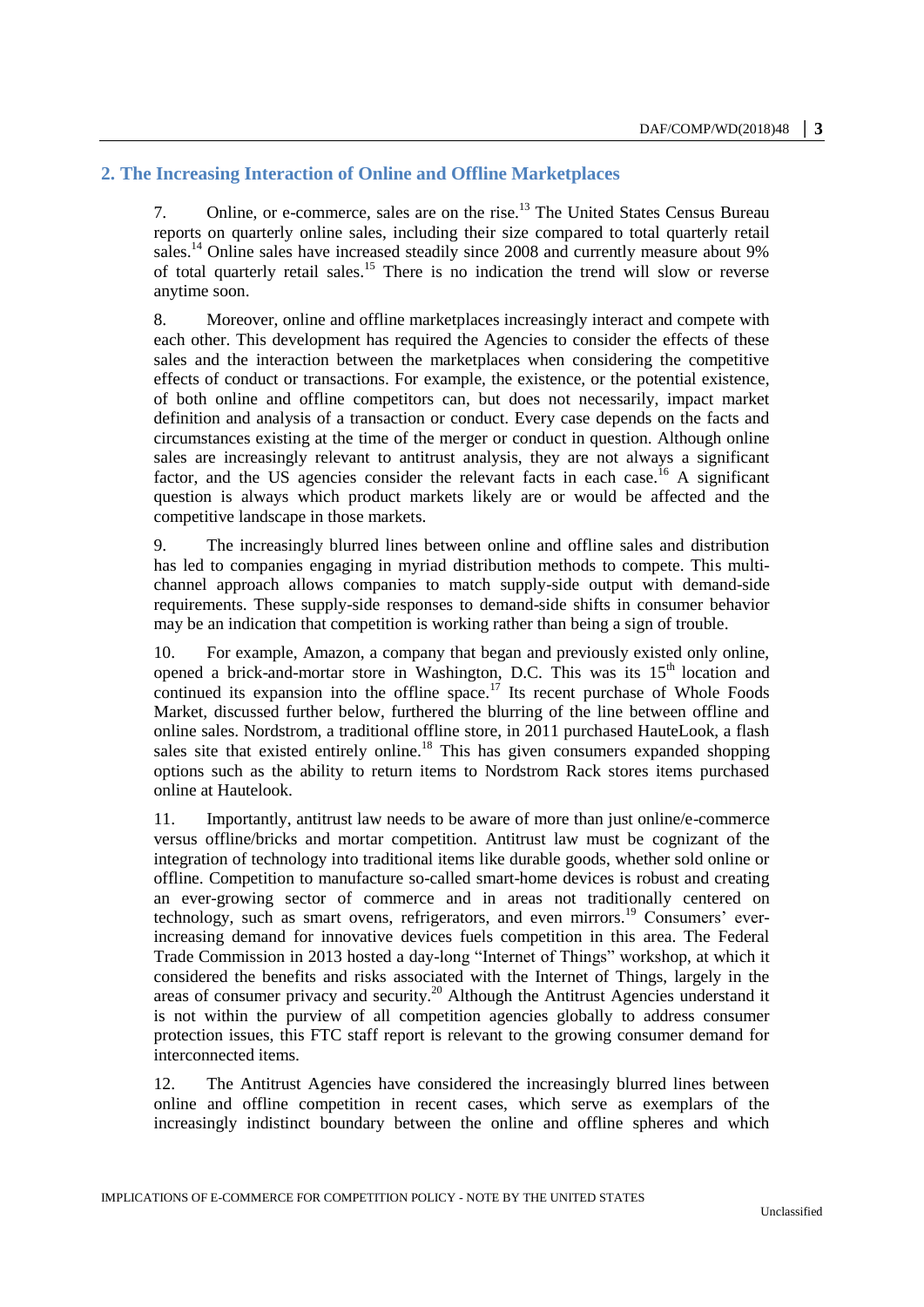## 2. The Increasing Interaction of Online and Offline Marketplaces

7. Online, or e-commerce, sales are on the rise.[13] The United States Census Bureau reports on quarterly online sales, including their size compared to total quarterly retail sales.[14] Online sales have increased steadily since 2008 and currently measure about 9% of total quarterly retail sales.[15] There is no indication the trend will slow or reverse anytime soon.

8. Moreover, online and offline marketplaces increasingly interact and compete with each other. This development has required the Agencies to consider the effects of these sales and the interaction between the marketplaces when considering the competitive effects of conduct or transactions. For example, the existence, or the potential existence, of both online and offline competitors can, but does not necessarily, impact market definition and analysis of a transaction or conduct. Every case depends on the facts and circumstances existing at the time of the merger or conduct in question. Although online sales are increasingly relevant to antitrust analysis, they are not always a significant factor, and the US agencies consider the relevant facts in each case.[16] A significant question is always which product markets likely are or would be affected and the competitive landscape in those markets.

9. The increasingly blurred lines between online and offline sales and distribution has led to companies engaging in myriad distribution methods to compete. This multi-channel approach allows companies to match supply-side output with demand-side requirements. These supply-side responses to demand-side shifts in consumer behavior may be an indication that competition is working rather than being a sign of trouble.

10. For example, Amazon, a company that began and previously existed only online, opened a brick-and-mortar store in Washington, D.C. This was its 15th location and continued its expansion into the offline space.[17] Its recent purchase of Whole Foods Market, discussed further below, furthered the blurring of the line between offline and online sales. Nordstrom, a traditional offline store, in 2011 purchased HauteLook, a flash sales site that existed entirely online.[18] This has given consumers expanded shopping options such as the ability to return items to Nordstrom Rack stores items purchased online at Hautelook.

11. Importantly, antitrust law needs to be aware of more than just online/e-commerce versus offline/bricks and mortar competition. Antitrust law must be cognizant of the integration of technology into traditional items like durable goods, whether sold online or offline. Competition to manufacture so-called smart-home devices is robust and creating an ever-growing sector of commerce and in areas not traditionally centered on technology, such as smart ovens, refrigerators, and even mirrors.[19] Consumers' ever-increasing demand for innovative devices fuels competition in this area. The Federal Trade Commission in 2013 hosted a day-long "Internet of Things" workshop, at which it considered the benefits and risks associated with the Internet of Things, largely in the areas of consumer privacy and security.[20] Although the Antitrust Agencies understand it is not within the purview of all competition agencies globally to address consumer protection issues, this FTC staff report is relevant to the growing consumer demand for interconnected items.

12. The Antitrust Agencies have considered the increasingly blurred lines between online and offline competition in recent cases, which serve as exemplars of the increasingly indistinct boundary between the online and offline spheres and which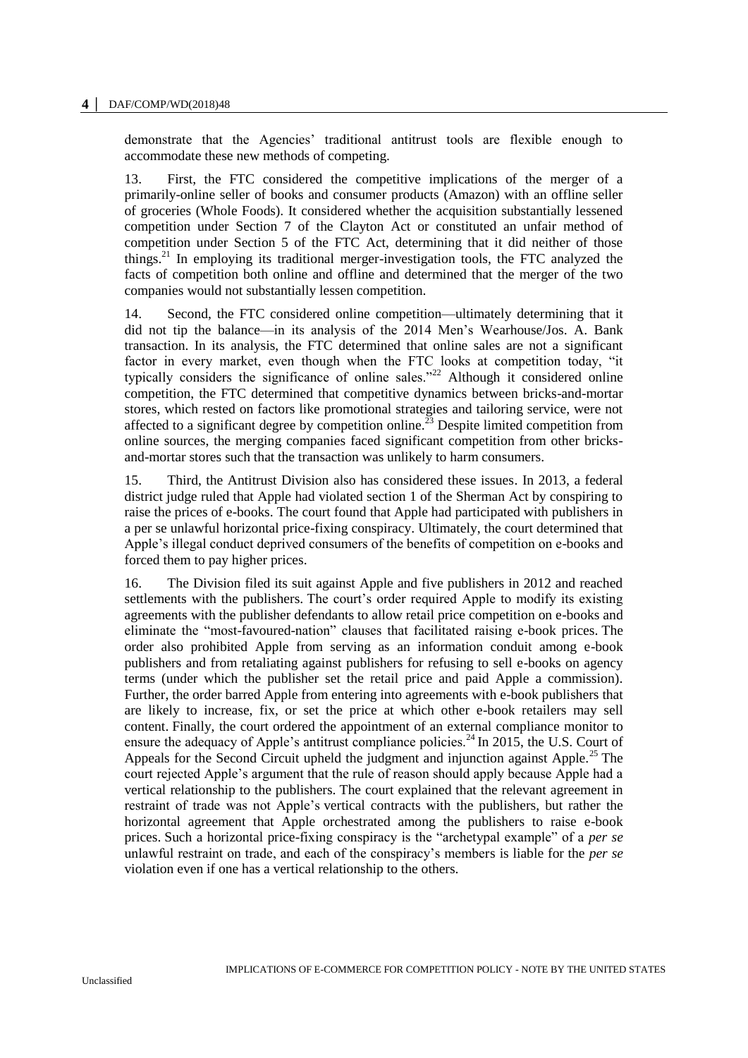demonstrate that the Agencies' traditional antitrust tools are flexible enough to accommodate these new methods of competing.

13. First, the FTC considered the competitive implications of the merger of a primarily-online seller of books and consumer products (Amazon) with an offline seller of groceries (Whole Foods). It considered whether the acquisition substantially lessened competition under Section 7 of the Clayton Act or constituted an unfair method of competition under Section 5 of the FTC Act, determining that it did neither of those things.[21] In employing its traditional merger-investigation tools, the FTC analyzed the facts of competition both online and offline and determined that the merger of the two companies would not substantially lessen competition.

14. Second, the FTC considered online competition—ultimately determining that it did not tip the balance—in its analysis of the 2014 Men's Wearhouse/Jos. A. Bank transaction. In its analysis, the FTC determined that online sales are not a significant factor in every market, even though when the FTC looks at competition today, "it typically considers the significance of online sales."[22] Although it considered online competition, the FTC determined that competitive dynamics between bricks-and-mortar stores, which rested on factors like promotional strategies and tailoring service, were not affected to a significant degree by competition online.[23] Despite limited competition from online sources, the merging companies faced significant competition from other bricks-and-mortar stores such that the transaction was unlikely to harm consumers.

15. Third, the Antitrust Division also has considered these issues. In 2013, a federal district judge ruled that Apple had violated section 1 of the Sherman Act by conspiring to raise the prices of e-books. The court found that Apple had participated with publishers in a per se unlawful horizontal price-fixing conspiracy. Ultimately, the court determined that Apple's illegal conduct deprived consumers of the benefits of competition on e-books and forced them to pay higher prices.

16. The Division filed its suit against Apple and five publishers in 2012 and reached settlements with the publishers. The court's order required Apple to modify its existing agreements with the publisher defendants to allow retail price competition on e-books and eliminate the "most-favoured-nation" clauses that facilitated raising e-book prices. The order also prohibited Apple from serving as an information conduit among e-book publishers and from retaliating against publishers for refusing to sell e-books on agency terms (under which the publisher set the retail price and paid Apple a commission). Further, the order barred Apple from entering into agreements with e-book publishers that are likely to increase, fix, or set the price at which other e-book retailers may sell content. Finally, the court ordered the appointment of an external compliance monitor to ensure the adequacy of Apple's antitrust compliance policies.[24] In 2015, the U.S. Court of Appeals for the Second Circuit upheld the judgment and injunction against Apple.[25] The court rejected Apple's argument that the rule of reason should apply because Apple had a vertical relationship to the publishers. The court explained that the relevant agreement in restraint of trade was not Apple's vertical contracts with the publishers, but rather the horizontal agreement that Apple orchestrated among the publishers to raise e-book prices. Such a horizontal price-fixing conspiracy is the "archetypal example" of a *per se* unlawful restraint on trade, and each of the conspiracy's members is liable for the *per se* violation even if one has a vertical relationship to the others.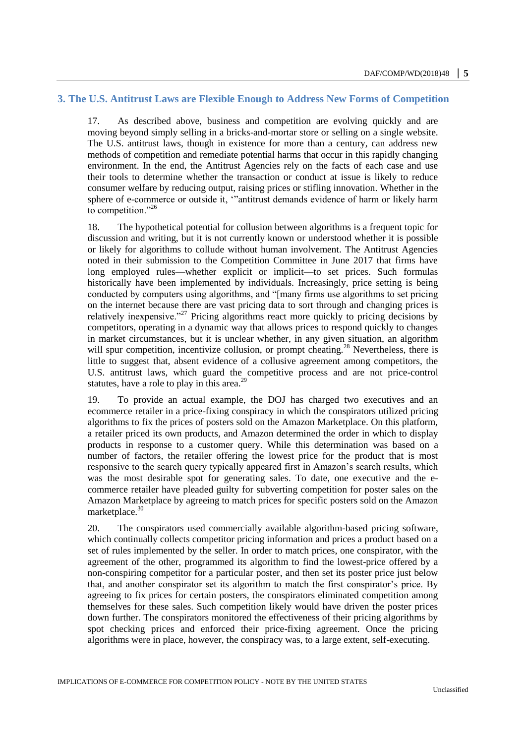## 3. The U.S. Antitrust Laws are Flexible Enough to Address New Forms of Competition

17. As described above, business and competition are evolving quickly and are moving beyond simply selling in a bricks-and-mortar store or selling on a single website. The U.S. antitrust laws, though in existence for more than a century, can address new methods of competition and remediate potential harms that occur in this rapidly changing environment. In the end, the Antitrust Agencies rely on the facts of each case and use their tools to determine whether the transaction or conduct at issue is likely to reduce consumer welfare by reducing output, raising prices or stifling innovation. Whether in the sphere of e-commerce or outside it, '"antitrust demands evidence of harm or likely harm to competition."[26]

18. The hypothetical potential for collusion between algorithms is a frequent topic for discussion and writing, but it is not currently known or understood whether it is possible or likely for algorithms to collude without human involvement. The Antitrust Agencies noted in their submission to the Competition Committee in June 2017 that firms have long employed rules—whether explicit or implicit—to set prices. Such formulas historically have been implemented by individuals. Increasingly, price setting is being conducted by computers using algorithms, and "[many firms use algorithms to set pricing on the internet because there are vast pricing data to sort through and changing prices is relatively inexpensive."[27] Pricing algorithms react more quickly to pricing decisions by competitors, operating in a dynamic way that allows prices to respond quickly to changes in market circumstances, but it is unclear whether, in any given situation, an algorithm will spur competition, incentivize collusion, or prompt cheating.[28] Nevertheless, there is little to suggest that, absent evidence of a collusive agreement among competitors, the U.S. antitrust laws, which guard the competitive process and are not price-control statutes, have a role to play in this area.[29]

19. To provide an actual example, the DOJ has charged two executives and an ecommerce retailer in a price-fixing conspiracy in which the conspirators utilized pricing algorithms to fix the prices of posters sold on the Amazon Marketplace. On this platform, a retailer priced its own products, and Amazon determined the order in which to display products in response to a customer query. While this determination was based on a number of factors, the retailer offering the lowest price for the product that is most responsive to the search query typically appeared first in Amazon's search results, which was the most desirable spot for generating sales. To date, one executive and the e-commerce retailer have pleaded guilty for subverting competition for poster sales on the Amazon Marketplace by agreeing to match prices for specific posters sold on the Amazon marketplace.[30]

20. The conspirators used commercially available algorithm-based pricing software, which continually collects competitor pricing information and prices a product based on a set of rules implemented by the seller. In order to match prices, one conspirator, with the agreement of the other, programmed its algorithm to find the lowest-price offered by a non-conspiring competitor for a particular poster, and then set its poster price just below that, and another conspirator set its algorithm to match the first conspirator's price. By agreeing to fix prices for certain posters, the conspirators eliminated competition among themselves for these sales. Such competition likely would have driven the poster prices down further. The conspirators monitored the effectiveness of their pricing algorithms by spot checking prices and enforced their price-fixing agreement. Once the pricing algorithms were in place, however, the conspiracy was, to a large extent, self-executing.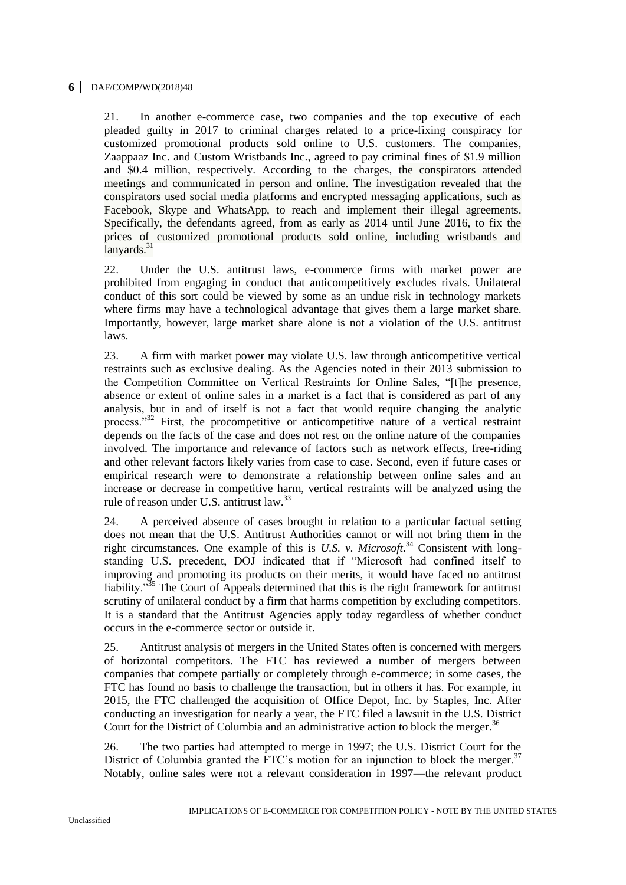21. In another e-commerce case, two companies and the top executive of each pleaded guilty in 2017 to criminal charges related to a price-fixing conspiracy for customized promotional products sold online to U.S. customers. The companies, Zaappaaz Inc. and Custom Wristbands Inc., agreed to pay criminal fines of $1.9 million and $0.4 million, respectively. According to the charges, the conspirators attended meetings and communicated in person and online. The investigation revealed that the conspirators used social media platforms and encrypted messaging applications, such as Facebook, Skype and WhatsApp, to reach and implement their illegal agreements. Specifically, the defendants agreed, from as early as 2014 until June 2016, to fix the prices of customized promotional products sold online, including wristbands and lanyards.[31]

22. Under the U.S. antitrust laws, e-commerce firms with market power are prohibited from engaging in conduct that anticompetitively excludes rivals. Unilateral conduct of this sort could be viewed by some as an undue risk in technology markets where firms may have a technological advantage that gives them a large market share. Importantly, however, large market share alone is not a violation of the U.S. antitrust laws.

23. A firm with market power may violate U.S. law through anticompetitive vertical restraints such as exclusive dealing. As the Agencies noted in their 2013 submission to the Competition Committee on Vertical Restraints for Online Sales, "[t]he presence, absence or extent of online sales in a market is a fact that is considered as part of any analysis, but in and of itself is not a fact that would require changing the analytic process."[32] First, the procompetitive or anticompetitive nature of a vertical restraint depends on the facts of the case and does not rest on the online nature of the companies involved. The importance and relevance of factors such as network effects, free-riding and other relevant factors likely varies from case to case. Second, even if future cases or empirical research were to demonstrate a relationship between online sales and an increase or decrease in competitive harm, vertical restraints will be analyzed using the rule of reason under U.S. antitrust law.[33]

24. A perceived absence of cases brought in relation to a particular factual setting does not mean that the U.S. Antitrust Authorities cannot or will not bring them in the right circumstances. One example of this is *U.S. v. Microsoft*.[34] Consistent with long-standing U.S. precedent, DOJ indicated that if "Microsoft had confined itself to improving and promoting its products on their merits, it would have faced no antitrust liability."[35] The Court of Appeals determined that this is the right framework for antitrust scrutiny of unilateral conduct by a firm that harms competition by excluding competitors. It is a standard that the Antitrust Agencies apply today regardless of whether conduct occurs in the e-commerce sector or outside it.

25. Antitrust analysis of mergers in the United States often is concerned with mergers of horizontal competitors. The FTC has reviewed a number of mergers between companies that compete partially or completely through e-commerce; in some cases, the FTC has found no basis to challenge the transaction, but in others it has. For example, in 2015, the FTC challenged the acquisition of Office Depot, Inc. by Staples, Inc. After conducting an investigation for nearly a year, the FTC filed a lawsuit in the U.S. District Court for the District of Columbia and an administrative action to block the merger.[36]

26. The two parties had attempted to merge in 1997; the U.S. District Court for the District of Columbia granted the FTC's motion for an injunction to block the merger.[37] Notably, online sales were not a relevant consideration in 1997—the relevant product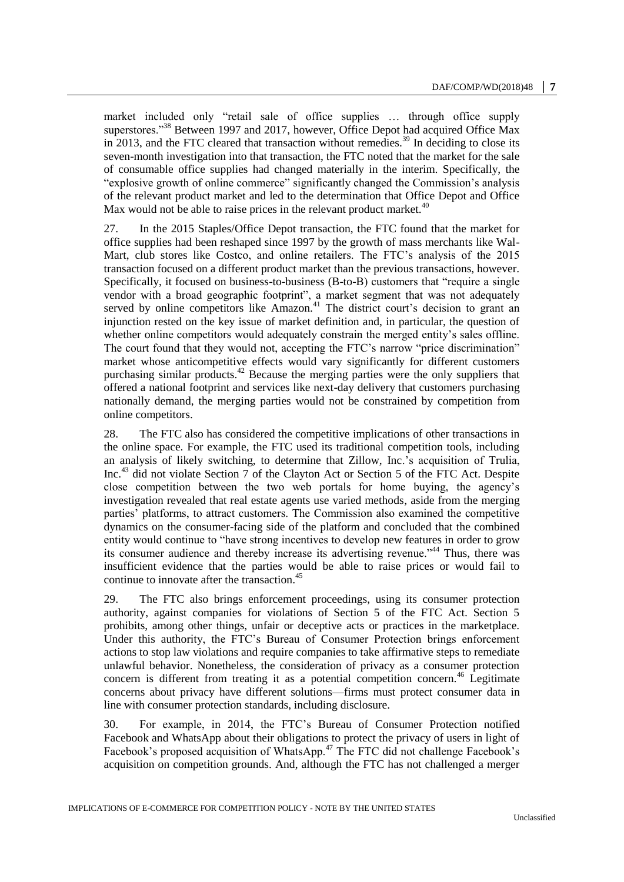market included only "retail sale of office supplies … through office supply superstores."[38] Between 1997 and 2017, however, Office Depot had acquired Office Max in 2013, and the FTC cleared that transaction without remedies.[39] In deciding to close its seven-month investigation into that transaction, the FTC noted that the market for the sale of consumable office supplies had changed materially in the interim. Specifically, the "explosive growth of online commerce" significantly changed the Commission's analysis of the relevant product market and led to the determination that Office Depot and Office Max would not be able to raise prices in the relevant product market.[40]

27. In the 2015 Staples/Office Depot transaction, the FTC found that the market for office supplies had been reshaped since 1997 by the growth of mass merchants like Wal-Mart, club stores like Costco, and online retailers. The FTC's analysis of the 2015 transaction focused on a different product market than the previous transactions, however. Specifically, it focused on business-to-business (B-to-B) customers that "require a single vendor with a broad geographic footprint", a market segment that was not adequately served by online competitors like Amazon.[41] The district court's decision to grant an injunction rested on the key issue of market definition and, in particular, the question of whether online competitors would adequately constrain the merged entity's sales offline. The court found that they would not, accepting the FTC's narrow "price discrimination" market whose anticompetitive effects would vary significantly for different customers purchasing similar products.[42] Because the merging parties were the only suppliers that offered a national footprint and services like next-day delivery that customers purchasing nationally demand, the merging parties would not be constrained by competition from online competitors.

28. The FTC also has considered the competitive implications of other transactions in the online space. For example, the FTC used its traditional competition tools, including an analysis of likely switching, to determine that Zillow, Inc.'s acquisition of Trulia, Inc.[43] did not violate Section 7 of the Clayton Act or Section 5 of the FTC Act. Despite close competition between the two web portals for home buying, the agency's investigation revealed that real estate agents use varied methods, aside from the merging parties' platforms, to attract customers. The Commission also examined the competitive dynamics on the consumer-facing side of the platform and concluded that the combined entity would continue to "have strong incentives to develop new features in order to grow its consumer audience and thereby increase its advertising revenue."[44] Thus, there was insufficient evidence that the parties would be able to raise prices or would fail to continue to innovate after the transaction.[45]

29. The FTC also brings enforcement proceedings, using its consumer protection authority, against companies for violations of Section 5 of the FTC Act. Section 5 prohibits, among other things, unfair or deceptive acts or practices in the marketplace. Under this authority, the FTC's Bureau of Consumer Protection brings enforcement actions to stop law violations and require companies to take affirmative steps to remediate unlawful behavior. Nonetheless, the consideration of privacy as a consumer protection concern is different from treating it as a potential competition concern.[46] Legitimate concerns about privacy have different solutions—firms must protect consumer data in line with consumer protection standards, including disclosure.

30. For example, in 2014, the FTC's Bureau of Consumer Protection notified Facebook and WhatsApp about their obligations to protect the privacy of users in light of Facebook's proposed acquisition of WhatsApp.[47] The FTC did not challenge Facebook's acquisition on competition grounds. And, although the FTC has not challenged a merger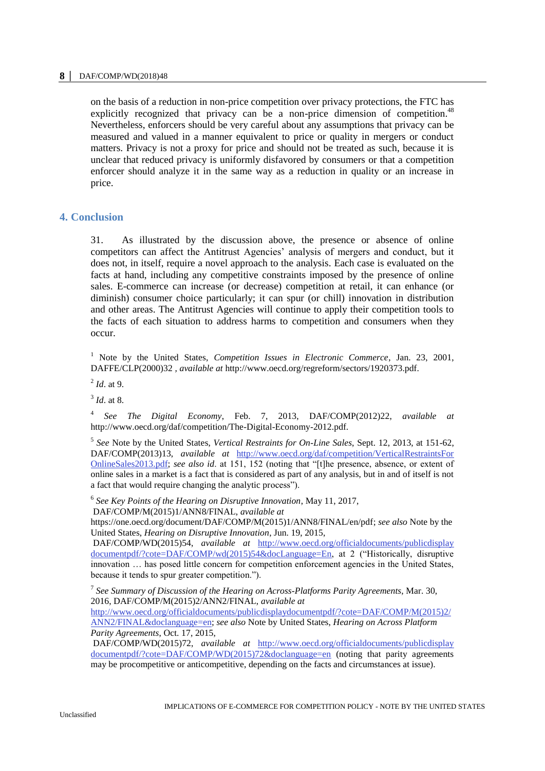on the basis of a reduction in non-price competition over privacy protections, the FTC has explicitly recognized that privacy can be a non-price dimension of competition.[48] Nevertheless, enforcers should be very careful about any assumptions that privacy can be measured and valued in a manner equivalent to price or quality in mergers or conduct matters. Privacy is not a proxy for price and should not be treated as such, because it is unclear that reduced privacy is uniformly disfavored by consumers or that a competition enforcer should analyze it in the same way as a reduction in quality or an increase in price.

## 4. Conclusion

31. As illustrated by the discussion above, the presence or absence of online competitors can affect the Antitrust Agencies' analysis of mergers and conduct, but it does not, in itself, require a novel approach to the analysis. Each case is evaluated on the facts at hand, including any competitive constraints imposed by the presence of online sales. E-commerce can increase (or decrease) competition at retail, it can enhance (or diminish) consumer choice particularly; it can spur (or chill) innovation in distribution and other areas. The Antitrust Agencies will continue to apply their competition tools to the facts of each situation to address harms to competition and consumers when they occur.

[1] Note by the United States, *Competition Issues in Electronic Commerce*, Jan. 23, 2001, DAFFE/CLP(2000)32 , *available at* http://www.oecd.org/regreform/sectors/1920373.pdf.

[2] *Id*. at 9.

[3] *Id*. at 8.

[4] *See The Digital Economy*, Feb. 7, 2013, DAF/COMP(2012)22, *available at* http://www.oecd.org/daf/competition/The-Digital-Economy-2012.pdf.

[5] *See* Note by the United States, *Vertical Restraints for On-Line Sales*, Sept. 12, 2013, at 151-62, DAF/COMP(2013)13, *available at* http://www.oecd.org/daf/competition/VerticalRestraintsForOnlineSales2013.pdf; *see also id*. at 151, 152 (noting that "[t]he presence, absence, or extent of online sales in a market is a fact that is considered as part of any analysis, but in and of itself is not a fact that would require changing the analytic process").

[6] *See Key Points of the Hearing on Disruptive Innovation*, May 11, 2017, DAF/COMP/M(2015)1/ANN8/FINAL, *available at* https://one.oecd.org/document/DAF/COMP/M(2015)1/ANN8/FINAL/en/pdf; *see also* Note by the United States, *Hearing on Disruptive Innovation*, Jun. 19, 2015, DAF/COMP/WD(2015)54, *available at* http://www.oecd.org/officialdocuments/publicdisplaydocumentpdf/?cote=DAF/COMP/wd(2015)54&docLanguage=En, at 2 ("Historically, disruptive innovation … has posed little concern for competition enforcement agencies in the United States, because it tends to spur greater competition.").

[7] *See Summary of Discussion of the Hearing on Across-Platforms Parity Agreements*, Mar. 30, 2016, DAF/COMP/M(2015)2/ANN2/FINAL, *available at* http://www.oecd.org/officialdocuments/publicdisplaydocumentpdf/?cote=DAF/COMP/M(2015)2/ANN2/FINAL&doclanguage=en; *see also* Note by United States, *Hearing on Across Platform Parity Agreements*, Oct. 17, 2015, DAF/COMP/WD(2015)72, *available at* http://www.oecd.org/officialdocuments/publicdisplaydocumentpdf/?cote=DAF/COMP/WD(2015)72&doclanguage=en (noting that parity agreements may be procompetitive or anticompetitive, depending on the facts and circumstances at issue).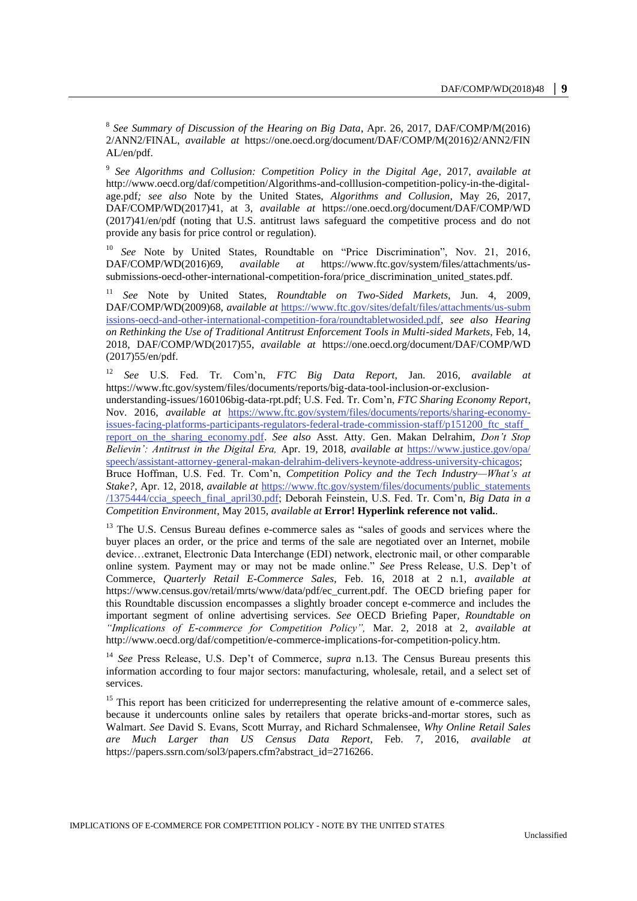[8] *See Summary of Discussion of the Hearing on Big Data*, Apr. 26, 2017, DAF/COMP/M(2016) 2/ANN2/FINAL, *available at* https://one.oecd.org/document/DAF/COMP/M(2016)2/ANN2/FINAL/en/pdf.

[9] *See Algorithms and Collusion: Competition Policy in the Digital Age*, 2017, *available at* http://www.oecd.org/daf/competition/Algorithms-and-colllusion-competition-policy-in-the-digital-age.pdf*; see also* Note by the United States, *Algorithms and Collusion*, May 26, 2017, DAF/COMP/WD(2017)41, at 3, *available at* https://one.oecd.org/document/DAF/COMP/WD(2017)41/en/pdf (noting that U.S. antitrust laws safeguard the competitive process and do not provide any basis for price control or regulation).

[10] *See* Note by United States, Roundtable on "Price Discrimination", Nov. 21, 2016, DAF/COMP/WD(2016)69, *available at* https://www.ftc.gov/system/files/attachments/us-submissions-oecd-other-international-competition-fora/price_discrimination_united_states.pdf.

[11] *See* Note by United States, *Roundtable on Two-Sided Markets*, Jun. 4, 2009, DAF/COMP/WD(2009)68, *available at* https://www.ftc.gov/sites/defalt/files/attachments/us-submissions-oecd-and-other-international-competition-fora/roundtabletwosided.pdf, *see also Hearing on Rethinking the Use of Traditional Antitrust Enforcement Tools in Multi-sided Markets*, Feb, 14, 2018, DAF/COMP/WD(2017)55, *available at* https://one.oecd.org/document/DAF/COMP/WD(2017)55/en/pdf.

[12] *See* U.S. Fed. Tr. Com'n, *FTC Big Data Report*, Jan. 2016, *available at* https://www.ftc.gov/system/files/documents/reports/big-data-tool-inclusion-or-exclusion-understanding-issues/160106big-data-rpt.pdf; U.S. Fed. Tr. Com'n, *FTC Sharing Economy Report*, Nov. 2016, *available at* https://www.ftc.gov/system/files/documents/reports/sharing-economy-issues-facing-platforms-participants-regulators-federal-trade-commission-staff/p151200_ftc_staff_report_on_the_sharing_economy.pdf. *See also* Asst. Atty. Gen. Makan Delrahim, *Don't Stop Believin': Antitrust in the Digital Era,* Apr. 19, 2018, *available at* https://www.justice.gov/opa/speech/assistant-attorney-general-makan-delrahim-delivers-keynote-address-university-chicagos; Bruce Hoffman, U.S. Fed. Tr. Com'n, *Competition Policy and the Tech Industry—What's at Stake?*, Apr. 12, 2018, *available at* https://www.ftc.gov/system/files/documents/public_statements/1375444/ccia_speech_final_april30.pdf; Deborah Feinstein, U.S. Fed. Tr. Com'n, *Big Data in a Competition Environment*, May 2015, *available at* **Error! Hyperlink reference not valid.**.

[13] The U.S. Census Bureau defines e-commerce sales as "sales of goods and services where the buyer places an order, or the price and terms of the sale are negotiated over an Internet, mobile device…extranet, Electronic Data Interchange (EDI) network, electronic mail, or other comparable online system. Payment may or may not be made online." *See* Press Release, U.S. Dep't of Commerce, *Quarterly Retail E-Commerce Sales*, Feb. 16, 2018 at 2 n.1, *available at* https://www.census.gov/retail/mrts/www/data/pdf/ec_current.pdf. The OECD briefing paper for this Roundtable discussion encompasses a slightly broader concept e-commerce and includes the important segment of online advertising services. *See* OECD Briefing Paper, *Roundtable on "Implications of E-commerce for Competition Policy",* Mar. 2, 2018 at 2, *available at* http://www.oecd.org/daf/competition/e-commerce-implications-for-competition-policy.htm.

[14] *See* Press Release, U.S. Dep't of Commerce, *supra* n.13. The Census Bureau presents this information according to four major sectors: manufacturing, wholesale, retail, and a select set of services.

[15] This report has been criticized for underrepresenting the relative amount of e-commerce sales, because it undercounts online sales by retailers that operate bricks-and-mortar stores, such as Walmart. *See* David S. Evans, Scott Murray, and Richard Schmalensee, *Why Online Retail Sales are Much Larger than US Census Data Report*, Feb. 7, 2016, *available at* https://papers.ssrn.com/sol3/papers.cfm?abstract_id=2716266.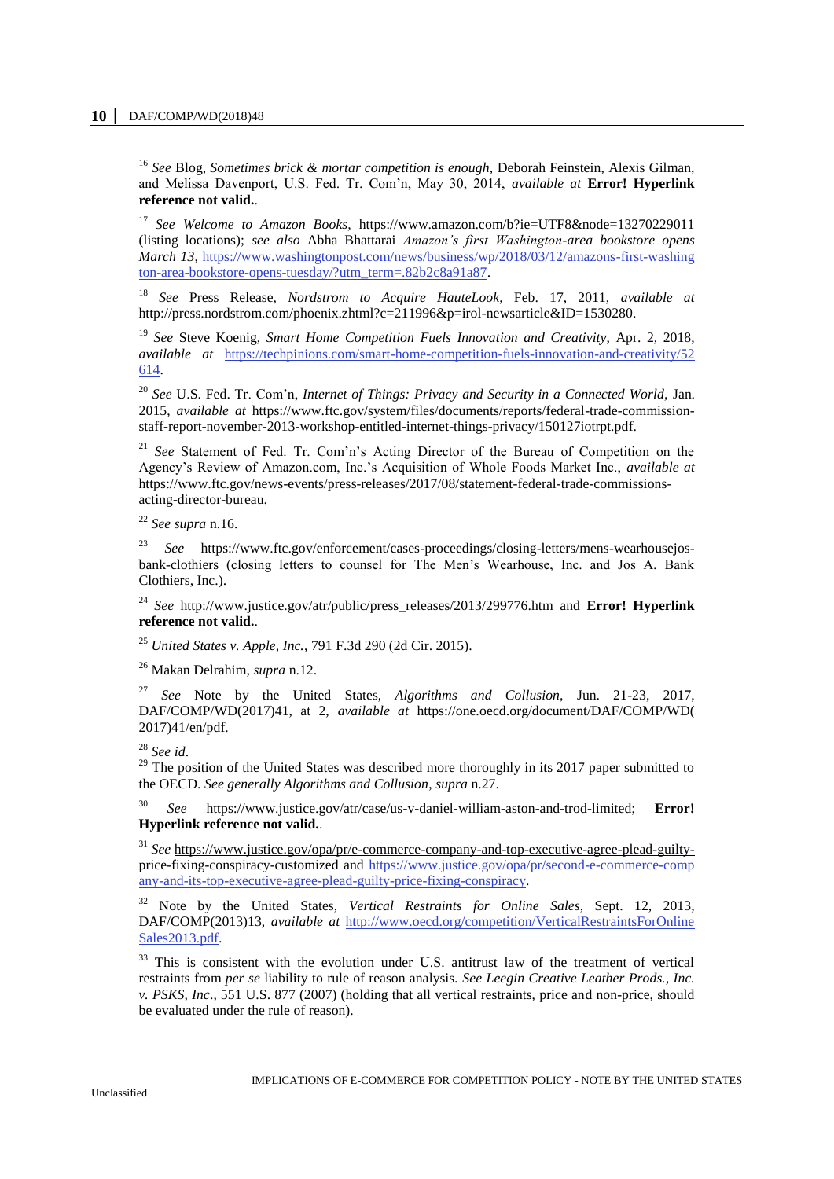[16] *See* Blog, *Sometimes brick & mortar competition is enough,* Deborah Feinstein, Alexis Gilman, and Melissa Davenport, U.S. Fed. Tr. Com'n, May 30, 2014, *available at* **Error! Hyperlink reference not valid.**.

[17] *See Welcome to Amazon Books,* https://www.amazon.com/b?ie=UTF8&node=13270229011 (listing locations); *see also* Abha Bhattarai *Amazon's first Washington-area bookstore opens March 13*, https://www.washingtonpost.com/news/business/wp/2018/03/12/amazons-first-washington-area-bookstore-opens-tuesday/?utm_term=.82b2c8a91a87.

[18] *See* Press Release, *Nordstrom to Acquire HauteLook*, Feb. 17, 2011, *available at* http://press.nordstrom.com/phoenix.zhtml?c=211996&p=irol-newsarticle&ID=1530280.

[19] *See* Steve Koenig, *Smart Home Competition Fuels Innovation and Creativity*, Apr. 2, 2018, *available at* https://techpinions.com/smart-home-competition-fuels-innovation-and-creativity/52614.

[20] *See* U.S. Fed. Tr. Com'n, *Internet of Things: Privacy and Security in a Connected World,* Jan. 2015, *available at* https://www.ftc.gov/system/files/documents/reports/federal-trade-commission-staff-report-november-2013-workshop-entitled-internet-things-privacy/150127iotrpt.pdf.

[21] *See* Statement of Fed. Tr. Com'n's Acting Director of the Bureau of Competition on the Agency's Review of Amazon.com, Inc.'s Acquisition of Whole Foods Market Inc., *available at* https://www.ftc.gov/news-events/press-releases/2017/08/statement-federal-trade-commissions-acting-director-bureau.

[22] *See supra* n.16.

[23] *See* https://www.ftc.gov/enforcement/cases-proceedings/closing-letters/mens-wearhousejos-bank-clothiers (closing letters to counsel for The Men's Wearhouse, Inc. and Jos A. Bank Clothiers, Inc.).

[24] *See* http://www.justice.gov/atr/public/press_releases/2013/299776.htm and **Error! Hyperlink reference not valid.**.

[25] *United States v. Apple, Inc.*, 791 F.3d 290 (2d Cir. 2015).

[26] Makan Delrahim, *supra* n.12.

[27] *See* Note by the United States, *Algorithms and Collusion*, Jun. 21-23, 2017, DAF/COMP/WD(2017)41, at 2, *available at* https://one.oecd.org/document/DAF/COMP/WD(2017)41/en/pdf.

[28] *See id*.

[29] The position of the United States was described more thoroughly in its 2017 paper submitted to the OECD. *See generally Algorithms and Collusion, supra* n.27.

[30] *See* https://www.justice.gov/atr/case/us-v-daniel-william-aston-and-trod-limited; **Error! Hyperlink reference not valid.**.

[31] *See* https://www.justice.gov/opa/pr/e-commerce-company-and-top-executive-agree-plead-guilty-price-fixing-conspiracy-customized and https://www.justice.gov/opa/pr/second-e-commerce-company-and-its-top-executive-agree-plead-guilty-price-fixing-conspiracy.

[32] Note by the United States, *Vertical Restraints for Online Sales*, Sept. 12, 2013, DAF/COMP(2013)13, *available at* http://www.oecd.org/competition/VerticalRestraintsForOnlineSales2013.pdf.

[33] This is consistent with the evolution under U.S. antitrust law of the treatment of vertical restraints from *per se* liability to rule of reason analysis. *See Leegin Creative Leather Prods., Inc. v. PSKS, Inc*., 551 U.S. 877 (2007) (holding that all vertical restraints, price and non-price, should be evaluated under the rule of reason).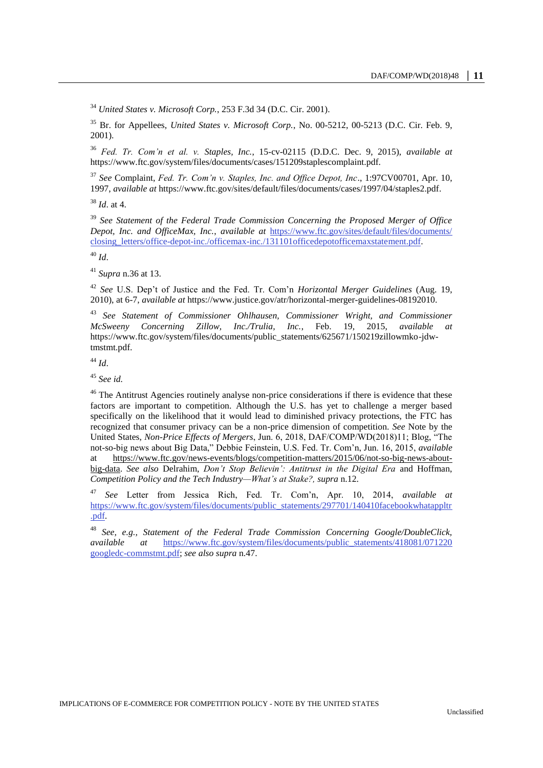[34] *United States v. Microsoft Corp.*, 253 F.3d 34 (D.C. Cir. 2001).

[35] Br. for Appellees, *United States v. Microsoft Corp.*, No. 00-5212, 00-5213 (D.C. Cir. Feb. 9, 2001).

[36] *Fed. Tr. Com'n et al. v. Staples, Inc.*, 15-cv-02115 (D.D.C. Dec. 9, 2015), *available at* https://www.ftc.gov/system/files/documents/cases/151209staplescomplaint.pdf.

[37] *See* Complaint, *Fed. Tr. Com'n v. Staples, Inc. and Office Depot, Inc*., 1:97CV00701, Apr. 10, 1997, *available at* https://www.ftc.gov/sites/default/files/documents/cases/1997/04/staples2.pdf.

[38] *Id*. at 4.

[39] *See Statement of the Federal Trade Commission Concerning the Proposed Merger of Office Depot, Inc. and OfficeMax, Inc., available at* https://www.ftc.gov/sites/default/files/documents/closing_letters/office-depot-inc./officemax-inc./131101officedepotofficemaxstatement.pdf.

[40] *Id*.

[41] *Supra* n.36 at 13.

[42] *See* U.S. Dep't of Justice and the Fed. Tr. Com'n *Horizontal Merger Guidelines* (Aug. 19, 2010), at 6-7, *available at* https://www.justice.gov/atr/horizontal-merger-guidelines-08192010.

[43] *See Statement of Commissioner Ohlhausen, Commissioner Wright, and Commissioner McSweeny Concerning Zillow, Inc./Trulia, Inc.*, Feb. 19, 2015, *available at* https://www.ftc.gov/system/files/documents/public_statements/625671/150219zillowmko-jdw-tmstmt.pdf.

[44] *Id*.

[45] *See id*.

[46] The Antitrust Agencies routinely analyse non-price considerations if there is evidence that these factors are important to competition. Although the U.S. has yet to challenge a merger based specifically on the likelihood that it would lead to diminished privacy protections, the FTC has recognized that consumer privacy can be a non-price dimension of competition. *See* Note by the United States, *Non-Price Effects of Mergers*, Jun. 6, 2018, DAF/COMP/WD(2018)11; Blog, "The not-so-big news about Big Data," Debbie Feinstein, U.S. Fed. Tr. Com'n, Jun. 16, 2015, *available* at https://www.ftc.gov/news-events/blogs/competition-matters/2015/06/not-so-big-news-about-big-data. *See also* Delrahim, *Don't Stop Believin': Antitrust in the Digital Era* and Hoffman, *Competition Policy and the Tech Industry—What's at Stake?, supra* n.12.

[47] *See* Letter from Jessica Rich, Fed. Tr. Com'n, Apr. 10, 2014, *available at* https://www.ftc.gov/system/files/documents/public_statements/297701/140410facebookwhatappltr.pdf.

[48] *See, e.g., Statement of the Federal Trade Commission Concerning Google/DoubleClick, available at* https://www.ftc.gov/system/files/documents/public_statements/418081/071220googledc-commstmt.pdf; *see also supra* n.47.